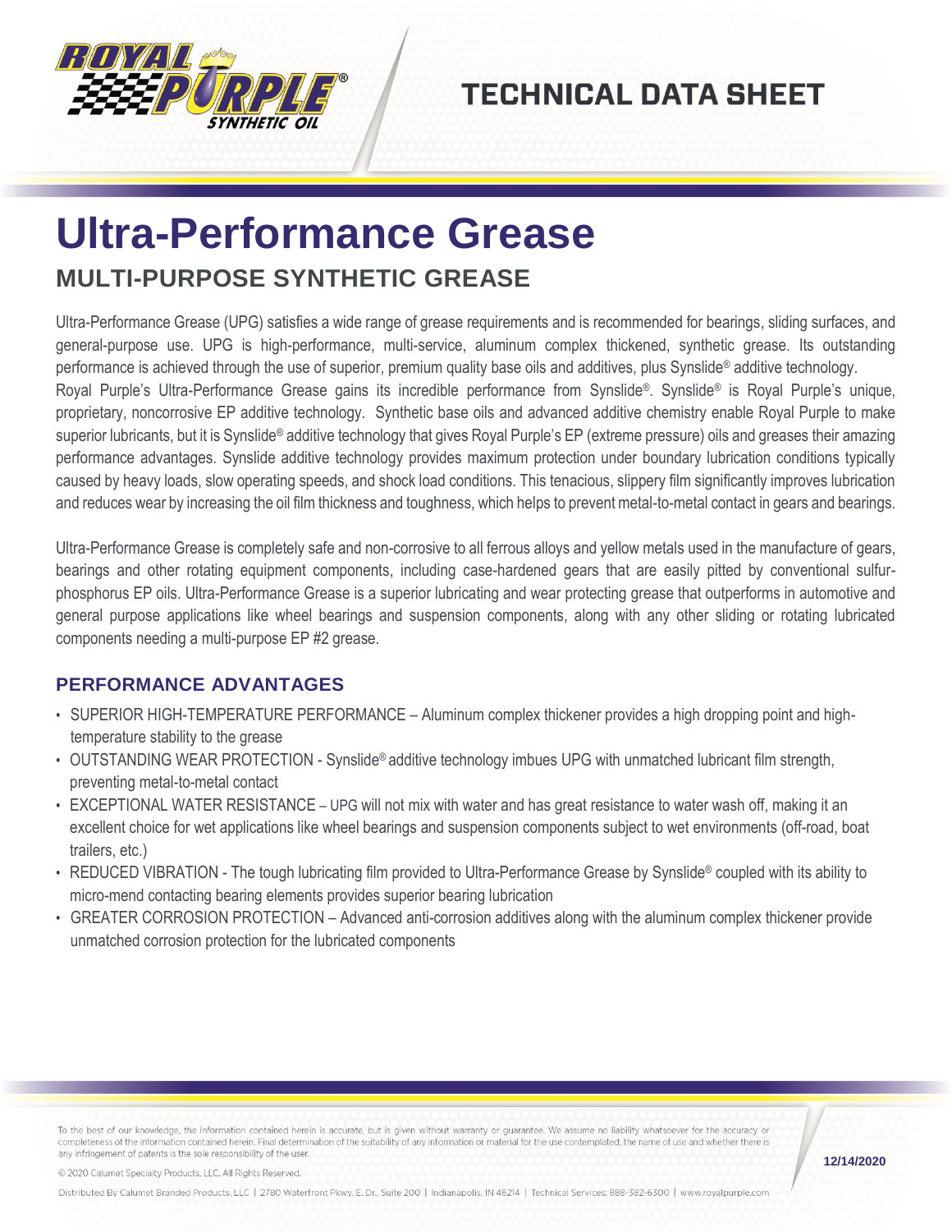TECHNICAL DATA SHEET

# Ultra-Performance Grease

## MULTI-PURPOSE SYNTHETIC GREASE

Ultra-Performance Grease (UPG) satisfies a wide range of grease requirements and is recommended for bearings, sliding surfaces, and general-purpose use. UPG is high-performance, multi-service, aluminum complex thickened, synthetic grease. Its outstanding performance is achieved through the use of superior, premium quality base oils and additives, plus Synslide® additive technology.
Royal Purple's Ultra-Performance Grease gains its incredible performance from Synslide®. Synslide® is Royal Purple's unique, proprietary, noncorrosive EP additive technology. Synthetic base oils and advanced additive chemistry enable Royal Purple to make superior lubricants, but it is Synslide® additive technology that gives Royal Purple's EP (extreme pressure) oils and greases their amazing performance advantages. Synslide additive technology provides maximum protection under boundary lubrication conditions typically caused by heavy loads, slow operating speeds, and shock load conditions. This tenacious, slippery film significantly improves lubrication and reduces wear by increasing the oil film thickness and toughness, which helps to prevent metal-to-metal contact in gears and bearings.

Ultra-Performance Grease is completely safe and non-corrosive to all ferrous alloys and yellow metals used in the manufacture of gears, bearings and other rotating equipment components, including case-hardened gears that are easily pitted by conventional sulfur-phosphorus EP oils. Ultra-Performance Grease is a superior lubricating and wear protecting grease that outperforms in automotive and general purpose applications like wheel bearings and suspension components, along with any other sliding or rotating lubricated components needing a multi-purpose EP #2 grease.

### PERFORMANCE ADVANTAGES

- SUPERIOR HIGH-TEMPERATURE PERFORMANCE – Aluminum complex thickener provides a high dropping point and high-temperature stability to the grease
- OUTSTANDING WEAR PROTECTION - Synslide® additive technology imbues UPG with unmatched lubricant film strength, preventing metal-to-metal contact
- EXCEPTIONAL WATER RESISTANCE – UPG will not mix with water and has great resistance to water wash off, making it an excellent choice for wet applications like wheel bearings and suspension components subject to wet environments (off-road, boat trailers, etc.)
- REDUCED VIBRATION - The tough lubricating film provided to Ultra-Performance Grease by Synslide® coupled with its ability to micro-mend contacting bearing elements provides superior bearing lubrication
- GREATER CORROSION PROTECTION – Advanced anti-corrosion additives along with the aluminum complex thickener provide unmatched corrosion protection for the lubricated components

To the best of our knowledge, the information contained herein is accurate, but is given without warranty or guarantee. We assume no liability whatsoever for the accuracy or completeness of the information contained herein. Final determination of the suitability of any information or material for the use contemplated, the name of use and whether there is any infringement of patents is the sole responsibility of the user.

© 2020 Calumet Specialty Products, LLC. All Rights Reserved.

Distributed By Calumet Branded Products, LLC | 2780 Waterfront Pkwy. E. Dr., Suite 200 | Indianapolis, IN 46214 | Technical Services: 888-382-6300 | www.royalpurple.com

12/14/2020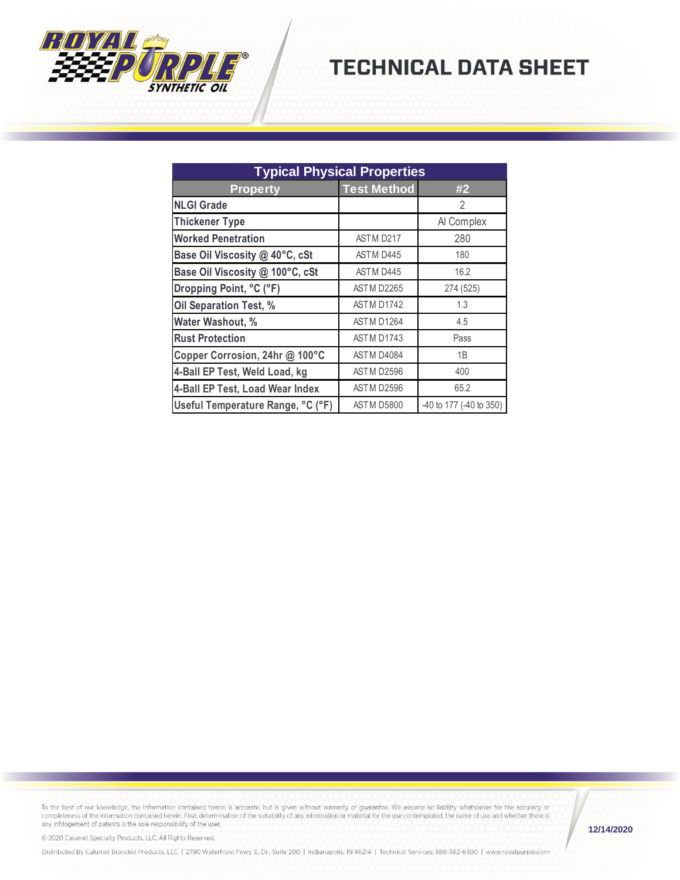# TECHNICAL DATA SHEET

| Typical Physical Properties | | |
|---|---|---|
| **Property** | **Test Method** | **#2** |
| NLGI Grade | | 2 |
| Thickener Type | | Al Complex |
| Worked Penetration | ASTM D217 | 280 |
| Base Oil Viscosity @ 40°C, cSt | ASTM D445 | 180 |
| Base Oil Viscosity @ 100°C, cSt | ASTM D445 | 16.2 |
| Dropping Point, °C (°F) | ASTM D2265 | 274 (525) |
| Oil Separation Test, % | ASTM D1742 | 1.3 |
| Water Washout, % | ASTM D1264 | 4.5 |
| Rust Protection | ASTM D1743 | Pass |
| Copper Corrosion, 24hr @ 100°C | ASTM D4084 | 1B |
| 4-Ball EP Test, Weld Load, kg | ASTM D2596 | 400 |
| 4-Ball EP Test, Load Wear Index | ASTM D2596 | 65.2 |
| Useful Temperature Range, °C (°F) | ASTM D5800 | -40 to 177 (-40 to 350) |

To the best of our knowledge, the information contained herein is accurate, but is given without warranty or guarantee. We assume no liability whatsoever for the accuracy or completeness of the information contained herein. Final determination of the suitability of any information or material for the use contemplated, the name of use and whether there is any infringement of patents is the sole responsibility of the user.

© 2020 Calumet Specialty Products, LLC. All Rights Reserved.

Distributed By Calumet Branded Products, LLC | 2780 Waterfront Pkwy. E. Dr., Suite 200 | Indianapolis, IN 46214 | Technical Services: 888-382-6300 | www.royalpurple.com

12/14/2020